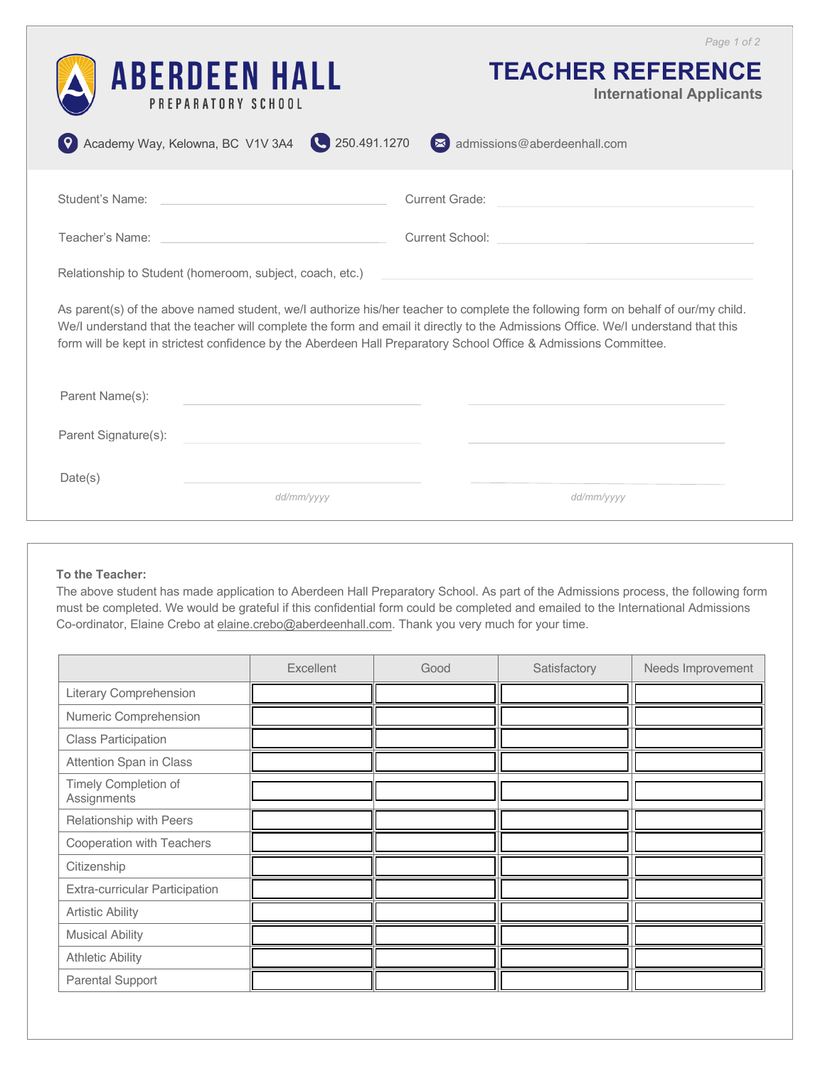# ABERDEEN HALL
PREPARATORY SCHOOL

# TEACHER REFERENCE
**International Applicants**

Academy Way, Kelowna, BC V1V 3A4 | 250.491.1270 | admissions@aberdeenhall.com

Student's Name: ______________________ Current Grade: ______________________

Teacher's Name: ______________________ Current School: ______________________

Relationship to Student (homeroom, subject, coach, etc.) ______________________

As parent(s) of the above named student, we/I authorize his/her teacher to complete the following form on behalf of our/my child. We/I understand that the teacher will complete the form and email it directly to the Admissions Office. We/I understand that this form will be kept in strictest confidence by the Aberdeen Hall Preparatory School Office & Admissions Committee.

Parent Name(s): ______________________ ______________________

Parent Signature(s): ______________________ ______________________

Date(s) ______________________ ______________________
*dd/mm/yyyy* *dd/mm/yyyy*

**To the Teacher:**
The above student has made application to Aberdeen Hall Preparatory School. As part of the Admissions process, the following form must be completed. We would be grateful if this confidential form could be completed and emailed to the International Admissions Co-ordinator, Elaine Crebo at elaine.crebo@aberdeenhall.com. Thank you very much for your time.

| | Excellent | Good | Satisfactory | Needs Improvement |
|---|---|---|---|---|
| Literary Comprehension | | | | |
| Numeric Comprehension | | | | |
| Class Participation | | | | |
| Attention Span in Class | | | | |
| Timely Completion of Assignments | | | | |
| Relationship with Peers | | | | |
| Cooperation with Teachers | | | | |
| Citizenship | | | | |
| Extra-curricular Participation | | | | |
| Artistic Ability | | | | |
| Musical Ability | | | | |
| Athletic Ability | | | | |
| Parental Support | | | | |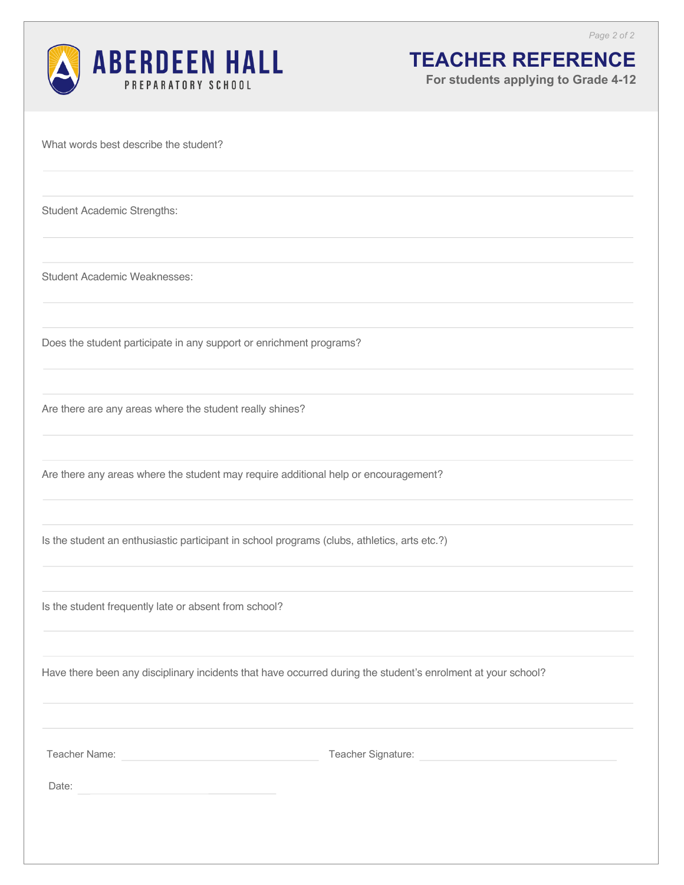# ABERDEEN HALL

PREPARATORY SCHOOL

## TEACHER REFERENCE

**For students applying to Grade 4-12**

What words best describe the student?

Student Academic Strengths:

Student Academic Weaknesses:

Does the student participate in any support or enrichment programs?

Are there are any areas where the student really shines?

Are there any areas where the student may require additional help or encouragement?

Is the student an enthusiastic participant in school programs (clubs, athletics, arts etc.?)

Is the student frequently late or absent from school?

Have there been any disciplinary incidents that have occurred during the student's enrolment at your school?

Teacher Name: ______________________ Teacher Signature: ______________________

Date: ______________________